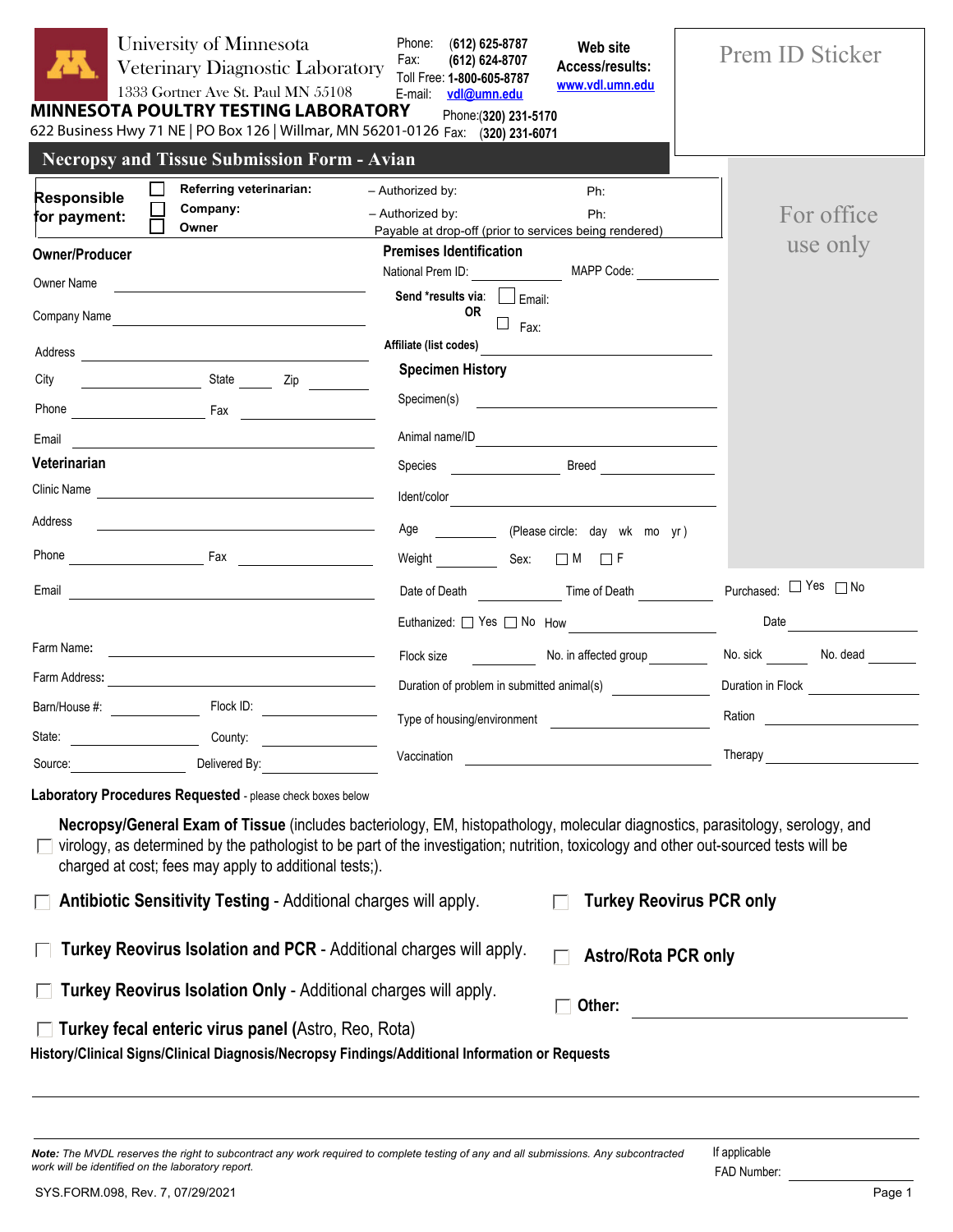University of Minnesota
Veterinary Diagnostic Laboratory
1333 Gortner Ave St. Paul MN 55108

Phone: (612) 625-8787
Fax: (612) 624-8707
Toll Free: 1-800-605-8787
E-mail: vdl@umn.edu

**Web site Access/results:** www.vdl.umn.edu

**MINNESOTA POULTRY TESTING LABORATORY**
622 Business Hwy 71 NE | PO Box 126 | Willmar, MN 56201-0126
Phone: (320) 231-5170
Fax: (320) 231-6071

Prem ID Sticker

# Necropsy and Tissue Submission Form - Avian

**Responsible for payment:**
- ☐ **Referring veterinarian:** – Authorized by: ______ Ph: ______
- ☐ **Company:** – Authorized by: ______ Ph: ______
- ☐ **Owner** Payable at drop-off (prior to services being rendered)

For office use only

## Owner/Producer

Owner Name ______

Company Name ______

Address ______

City ______ State ______ Zip ______

Phone ______ Fax ______

Email ______

## Veterinarian

Clinic Name ______

Address ______

Phone ______ Fax ______

Email ______

Farm Name: ______

Farm Address: ______

Barn/House #: ______ Flock ID: ______

State: ______ County: ______

Source: ______ Delivered By: ______

## Premises Identification

National Prem ID: ______ MAPP Code: ______

**Send *results via:** ☐ Email: **OR** ☐ Fax:

**Affiliate (list codes)** ______

## Specimen History

Specimen(s) ______

Animal name/ID ______

Species ______ Breed ______

Ident/color ______

Age ______ (Please circle: day wk mo yr )

Weight ______ Sex: ☐ M ☐ F

Date of Death ______ Time of Death ______

Purchased: ☐ Yes ☐ No

Euthanized: ☐ Yes ☐ No How ______

Date ______

Flock size ______ No. in affected group ______

No. sick ______ No. dead ______

Duration of problem in submitted animal(s) ______ Duration in Flock ______

Type of housing/environment ______ Ration ______

Vaccination ______ Therapy ______

## Laboratory Procedures Requested - please check boxes below

☐ **Necropsy/General Exam of Tissue** (includes bacteriology, EM, histopathology, molecular diagnostics, parasitology, serology, and virology, as determined by the pathologist to be part of the investigation; nutrition, toxicology and other out-sourced tests will be charged at cost; fees may apply to additional tests;).

☐ **Antibiotic Sensitivity Testing** - Additional charges will apply.

☐ **Turkey Reovirus PCR only**

☐ **Turkey Reovirus Isolation and PCR** - Additional charges will apply.

☐ **Astro/Rota PCR only**

☐ **Turkey Reovirus Isolation Only** - Additional charges will apply.

☐ **Other:** ______

☐ **Turkey fecal enteric virus panel** (Astro, Reo, Rota)

**History/Clinical Signs/Clinical Diagnosis/Necropsy Findings/Additional Information or Requests**

______

***Note:*** *The MVDL reserves the right to subcontract any work required to complete testing of any and all submissions. Any subcontracted work will be identified on the laboratory report.*

If applicable
FAD Number: ______

SYS.FORM.098, Rev. 7, 07/29/2021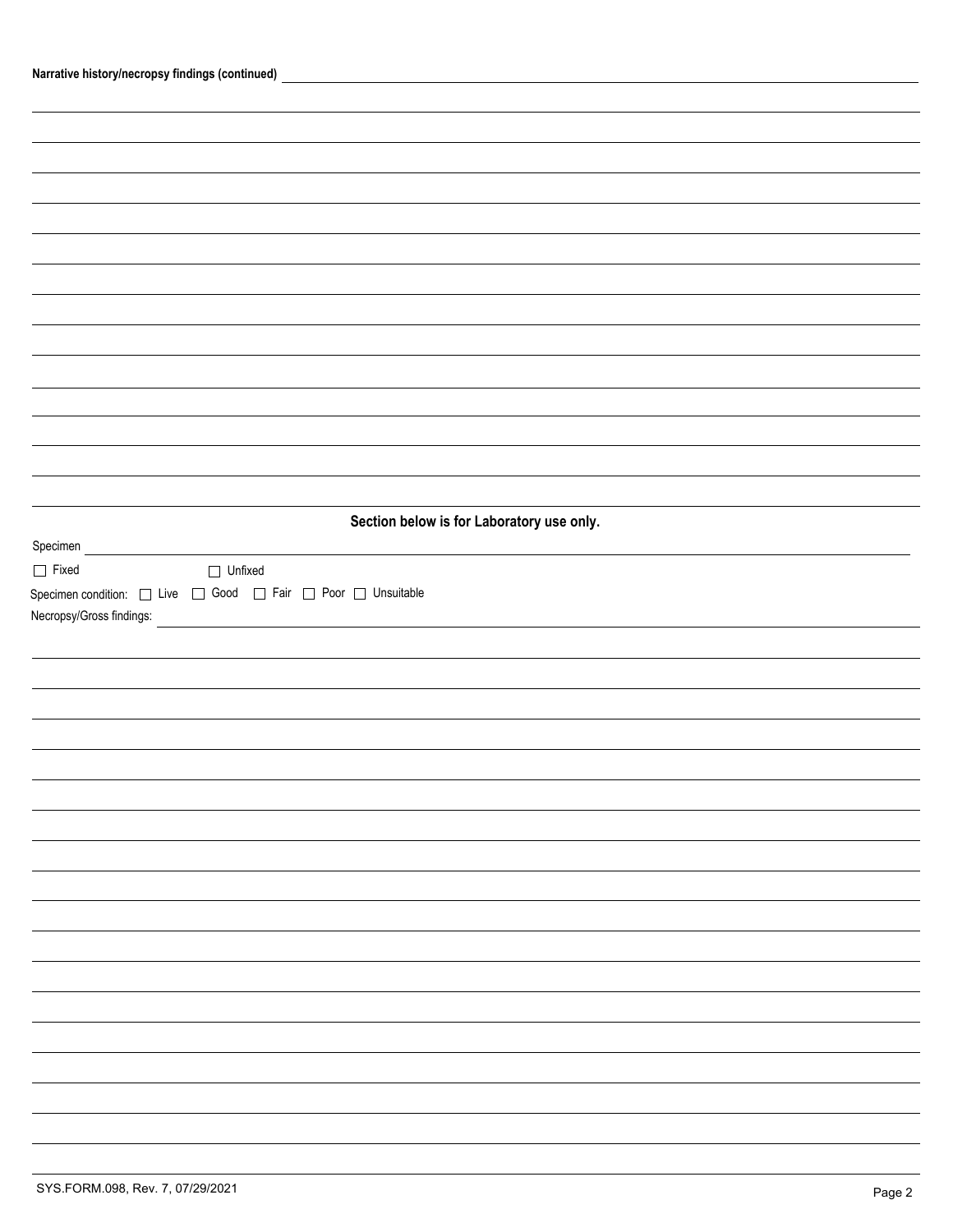**Narrative history/necropsy findings (continued)**

**Section below is for Laboratory use only.**

Specimen

☐ Fixed ☐ Unfixed

Specimen condition: ☐ Live ☐ Good ☐ Fair ☐ Poor ☐ Unsuitable

Necropsy/Gross findings:

SYS.FORM.098, Rev. 7, 07/29/2021